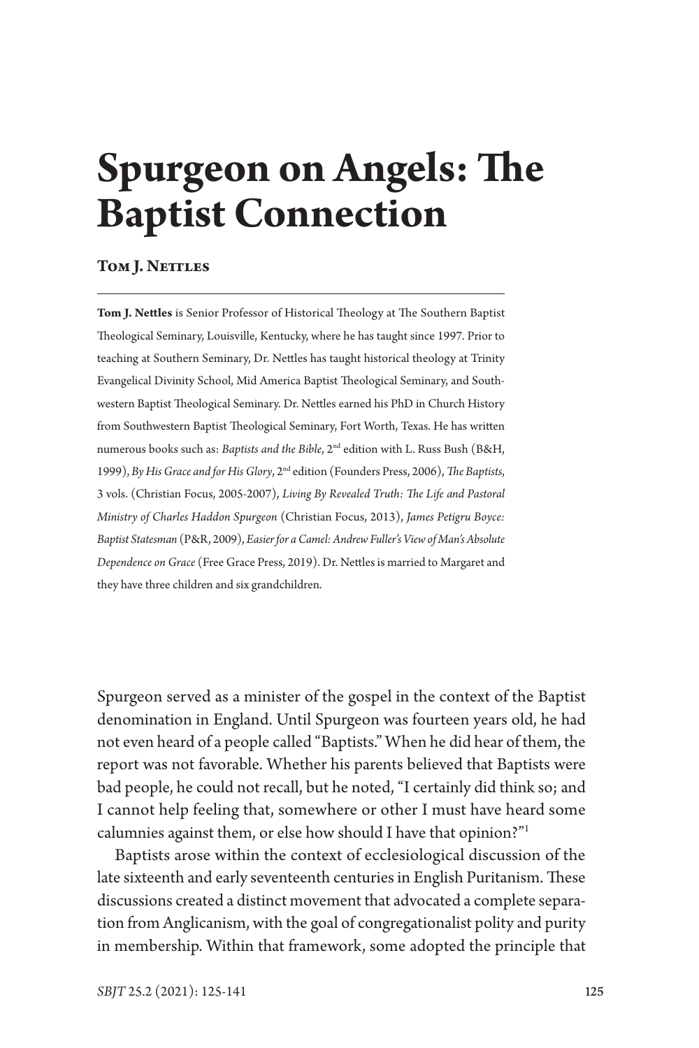# Spurgeon on Angels: The Baptist Connection

**Tom J. Nettles**

**Tom J. Nettles** is Senior Professor of Historical Theology at The Southern Baptist Theological Seminary, Louisville, Kentucky, where he has taught since 1997. Prior to teaching at Southern Seminary, Dr. Nettles has taught historical theology at Trinity Evangelical Divinity School, Mid America Baptist Theological Seminary, and Southwestern Baptist Theological Seminary. Dr. Nettles earned his PhD in Church History from Southwestern Baptist Theological Seminary, Fort Worth, Texas. He has written numerous books such as: *Baptists and the Bible*, 2nd edition with L. Russ Bush (B&H, 1999), *By His Grace and for His Glory*, 2nd edition (Founders Press, 2006), *The Baptists*, 3 vols. (Christian Focus, 2005-2007), *Living By Revealed Truth: The Life and Pastoral Ministry of Charles Haddon Spurgeon* (Christian Focus, 2013), *James Petigru Boyce: Baptist Statesman* (P&R, 2009), *Easier for a Camel: Andrew Fuller's View of Man's Absolute Dependence on Grace* (Free Grace Press, 2019). Dr. Nettles is married to Margaret and they have three children and six grandchildren.

Spurgeon served as a minister of the gospel in the context of the Baptist denomination in England. Until Spurgeon was fourteen years old, he had not even heard of a people called "Baptists." When he did hear of them, the report was not favorable. Whether his parents believed that Baptists were bad people, he could not recall, but he noted, "I certainly did think so; and I cannot help feeling that, somewhere or other I must have heard some calumnies against them, or else how should I have that opinion?"[1]

Baptists arose within the context of ecclesiological discussion of the late sixteenth and early seventeenth centuries in English Puritanism. These discussions created a distinct movement that advocated a complete separation from Anglicanism, with the goal of congregationalist polity and purity in membership. Within that framework, some adopted the principle that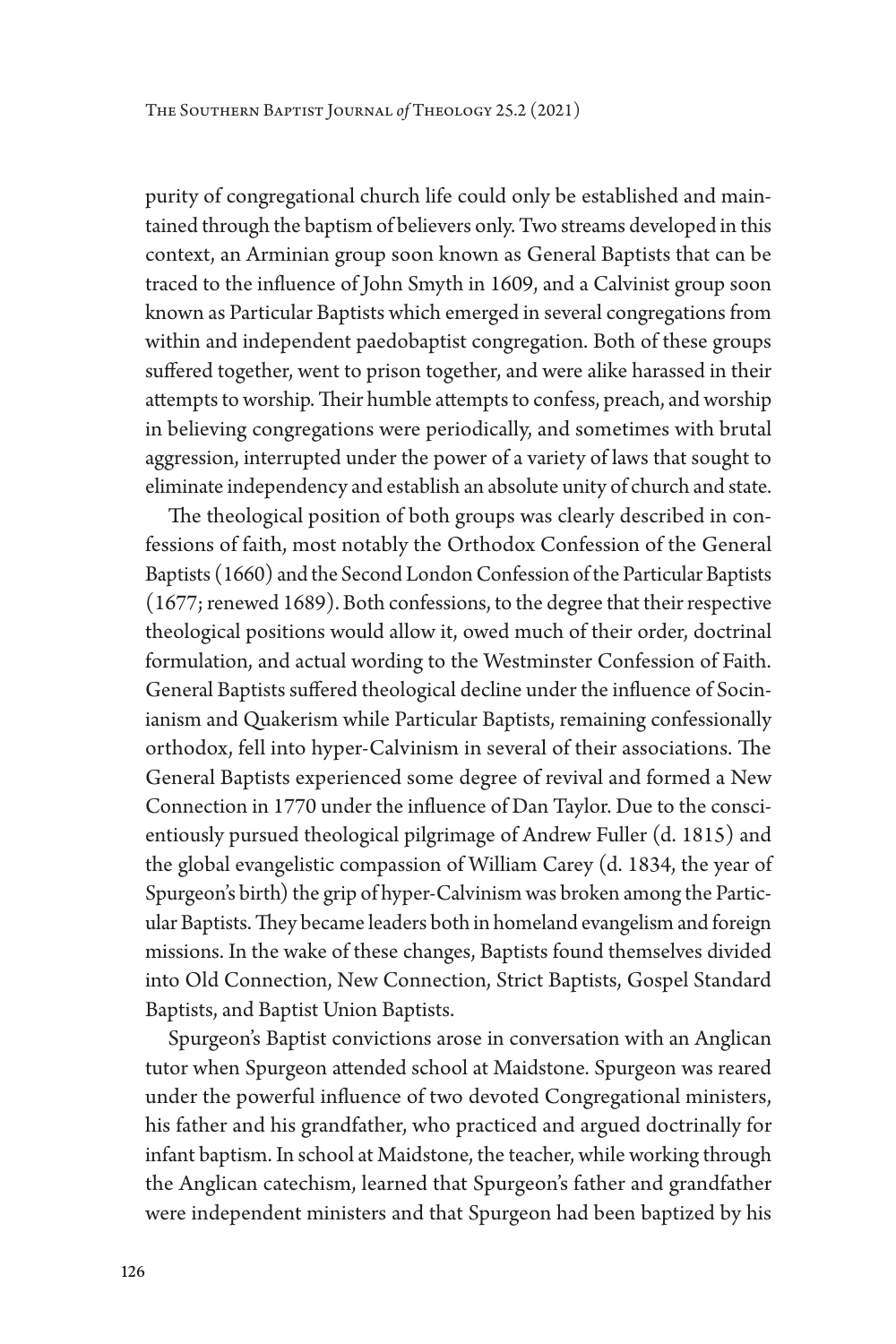purity of congregational church life could only be established and maintained through the baptism of believers only. Two streams developed in this context, an Arminian group soon known as General Baptists that can be traced to the influence of John Smyth in 1609, and a Calvinist group soon known as Particular Baptists which emerged in several congregations from within and independent paedobaptist congregation. Both of these groups suffered together, went to prison together, and were alike harassed in their attempts to worship. Their humble attempts to confess, preach, and worship in believing congregations were periodically, and sometimes with brutal aggression, interrupted under the power of a variety of laws that sought to eliminate independency and establish an absolute unity of church and state.

The theological position of both groups was clearly described in confessions of faith, most notably the Orthodox Confession of the General Baptists (1660) and the Second London Confession of the Particular Baptists (1677; renewed 1689). Both confessions, to the degree that their respective theological positions would allow it, owed much of their order, doctrinal formulation, and actual wording to the Westminster Confession of Faith. General Baptists suffered theological decline under the influence of Socinianism and Quakerism while Particular Baptists, remaining confessionally orthodox, fell into hyper-Calvinism in several of their associations. The General Baptists experienced some degree of revival and formed a New Connection in 1770 under the influence of Dan Taylor. Due to the conscientiously pursued theological pilgrimage of Andrew Fuller (d. 1815) and the global evangelistic compassion of William Carey (d. 1834, the year of Spurgeon's birth) the grip of hyper-Calvinism was broken among the Particular Baptists. They became leaders both in homeland evangelism and foreign missions. In the wake of these changes, Baptists found themselves divided into Old Connection, New Connection, Strict Baptists, Gospel Standard Baptists, and Baptist Union Baptists.

Spurgeon's Baptist convictions arose in conversation with an Anglican tutor when Spurgeon attended school at Maidstone. Spurgeon was reared under the powerful influence of two devoted Congregational ministers, his father and his grandfather, who practiced and argued doctrinally for infant baptism. In school at Maidstone, the teacher, while working through the Anglican catechism, learned that Spurgeon's father and grandfather were independent ministers and that Spurgeon had been baptized by his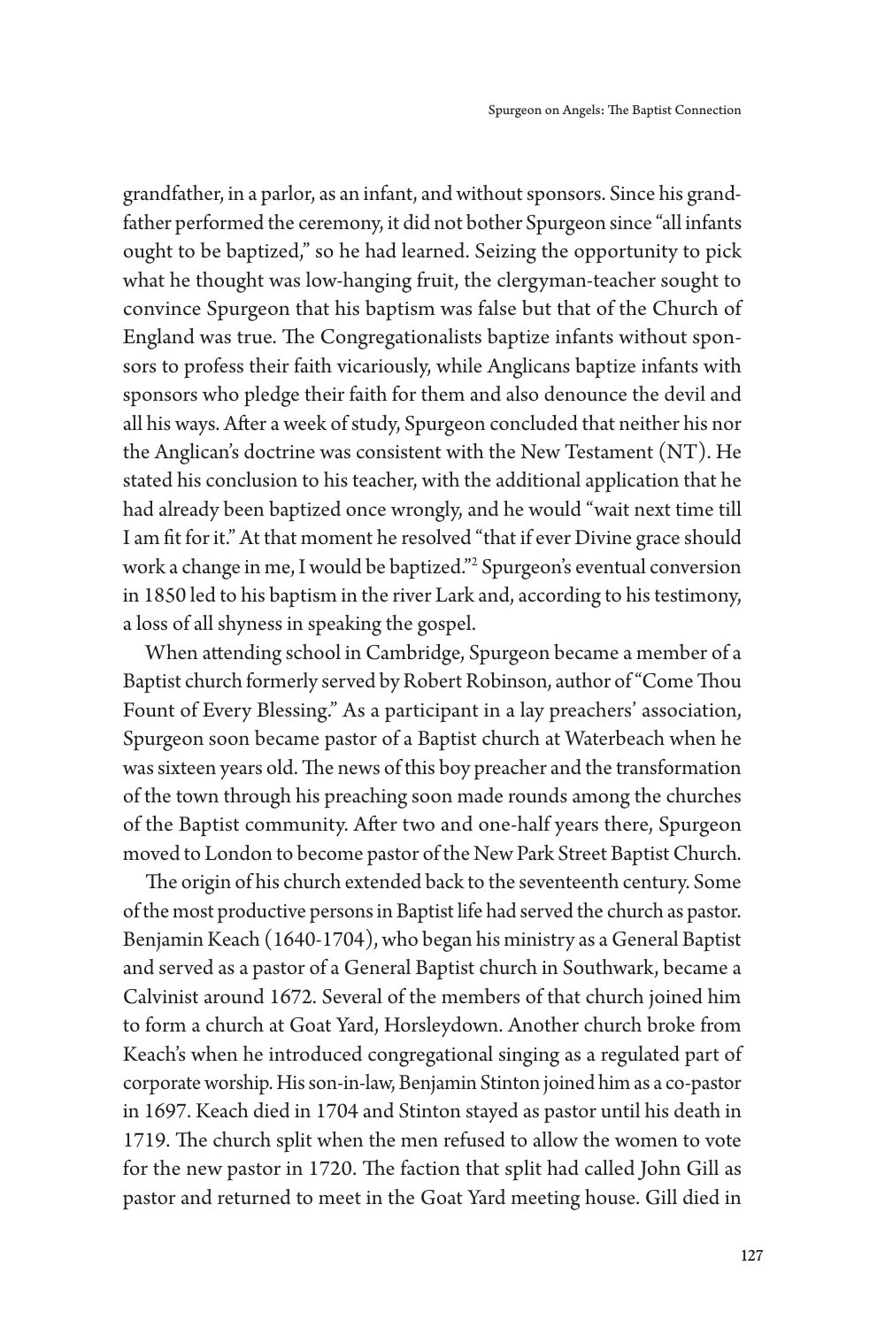grandfather, in a parlor, as an infant, and without sponsors. Since his grandfather performed the ceremony, it did not bother Spurgeon since "all infants ought to be baptized," so he had learned. Seizing the opportunity to pick what he thought was low-hanging fruit, the clergyman-teacher sought to convince Spurgeon that his baptism was false but that of the Church of England was true. The Congregationalists baptize infants without sponsors to profess their faith vicariously, while Anglicans baptize infants with sponsors who pledge their faith for them and also denounce the devil and all his ways. After a week of study, Spurgeon concluded that neither his nor the Anglican's doctrine was consistent with the New Testament (NT). He stated his conclusion to his teacher, with the additional application that he had already been baptized once wrongly, and he would "wait next time till I am fit for it." At that moment he resolved "that if ever Divine grace should work a change in me, I would be baptized."[2] Spurgeon's eventual conversion in 1850 led to his baptism in the river Lark and, according to his testimony, a loss of all shyness in speaking the gospel.

When attending school in Cambridge, Spurgeon became a member of a Baptist church formerly served by Robert Robinson, author of "Come Thou Fount of Every Blessing." As a participant in a lay preachers' association, Spurgeon soon became pastor of a Baptist church at Waterbeach when he was sixteen years old. The news of this boy preacher and the transformation of the town through his preaching soon made rounds among the churches of the Baptist community. After two and one-half years there, Spurgeon moved to London to become pastor of the New Park Street Baptist Church.

The origin of his church extended back to the seventeenth century. Some of the most productive persons in Baptist life had served the church as pastor. Benjamin Keach (1640-1704), who began his ministry as a General Baptist and served as a pastor of a General Baptist church in Southwark, became a Calvinist around 1672. Several of the members of that church joined him to form a church at Goat Yard, Horsleydown. Another church broke from Keach's when he introduced congregational singing as a regulated part of corporate worship. His son-in-law, Benjamin Stinton joined him as a co-pastor in 1697. Keach died in 1704 and Stinton stayed as pastor until his death in 1719. The church split when the men refused to allow the women to vote for the new pastor in 1720. The faction that split had called John Gill as pastor and returned to meet in the Goat Yard meeting house. Gill died in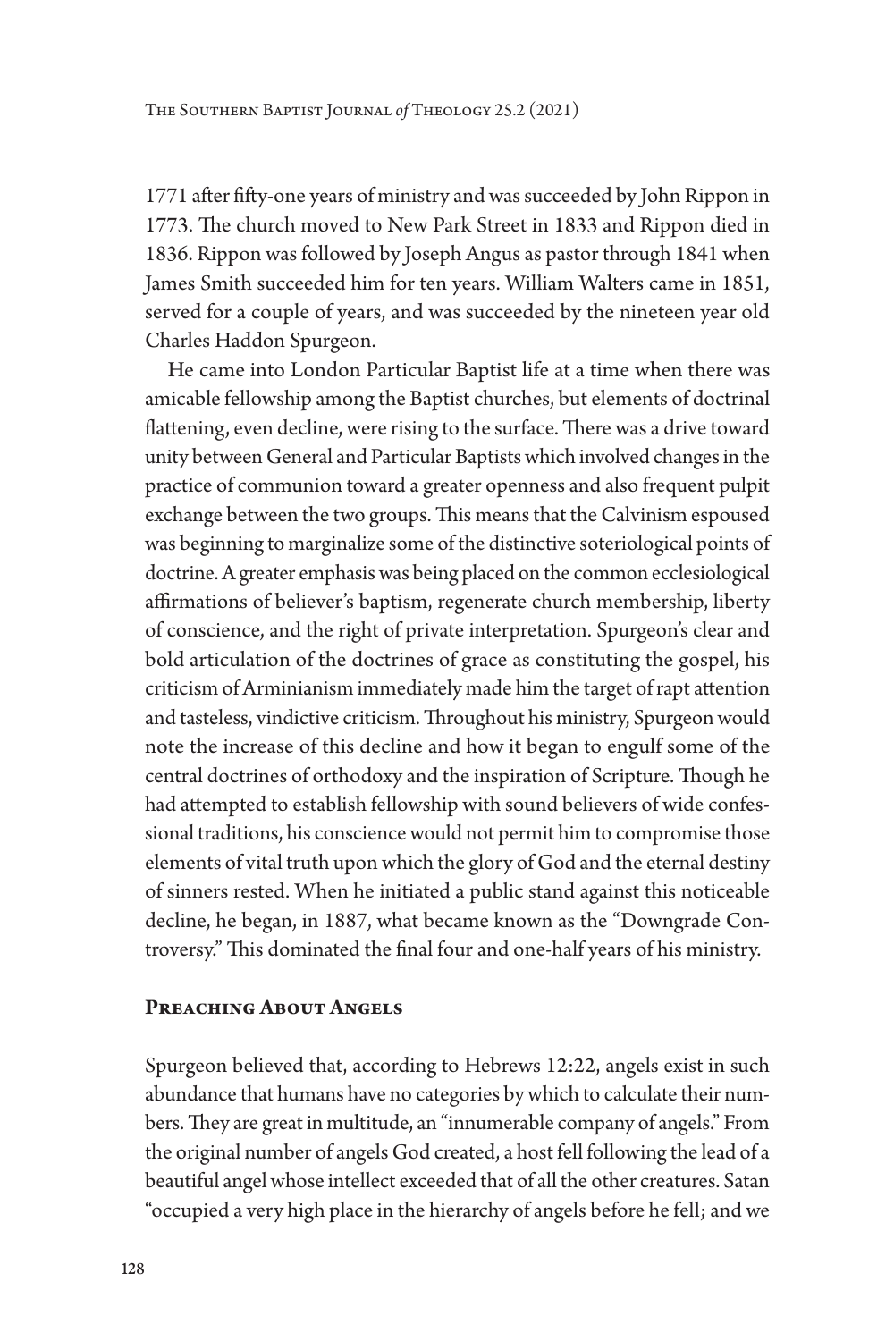1771 after fifty-one years of ministry and was succeeded by John Rippon in 1773. The church moved to New Park Street in 1833 and Rippon died in 1836. Rippon was followed by Joseph Angus as pastor through 1841 when James Smith succeeded him for ten years. William Walters came in 1851, served for a couple of years, and was succeeded by the nineteen year old Charles Haddon Spurgeon.

He came into London Particular Baptist life at a time when there was amicable fellowship among the Baptist churches, but elements of doctrinal flattening, even decline, were rising to the surface. There was a drive toward unity between General and Particular Baptists which involved changes in the practice of communion toward a greater openness and also frequent pulpit exchange between the two groups. This means that the Calvinism espoused was beginning to marginalize some of the distinctive soteriological points of doctrine. A greater emphasis was being placed on the common ecclesiological affirmations of believer's baptism, regenerate church membership, liberty of conscience, and the right of private interpretation. Spurgeon's clear and bold articulation of the doctrines of grace as constituting the gospel, his criticism of Arminianism immediately made him the target of rapt attention and tasteless, vindictive criticism. Throughout his ministry, Spurgeon would note the increase of this decline and how it began to engulf some of the central doctrines of orthodoxy and the inspiration of Scripture. Though he had attempted to establish fellowship with sound believers of wide confessional traditions, his conscience would not permit him to compromise those elements of vital truth upon which the glory of God and the eternal destiny of sinners rested. When he initiated a public stand against this noticeable decline, he began, in 1887, what became known as the "Downgrade Controversy." This dominated the final four and one-half years of his ministry.

## Preaching About Angels

Spurgeon believed that, according to Hebrews 12:22, angels exist in such abundance that humans have no categories by which to calculate their numbers. They are great in multitude, an "innumerable company of angels." From the original number of angels God created, a host fell following the lead of a beautiful angel whose intellect exceeded that of all the other creatures. Satan "occupied a very high place in the hierarchy of angels before he fell; and we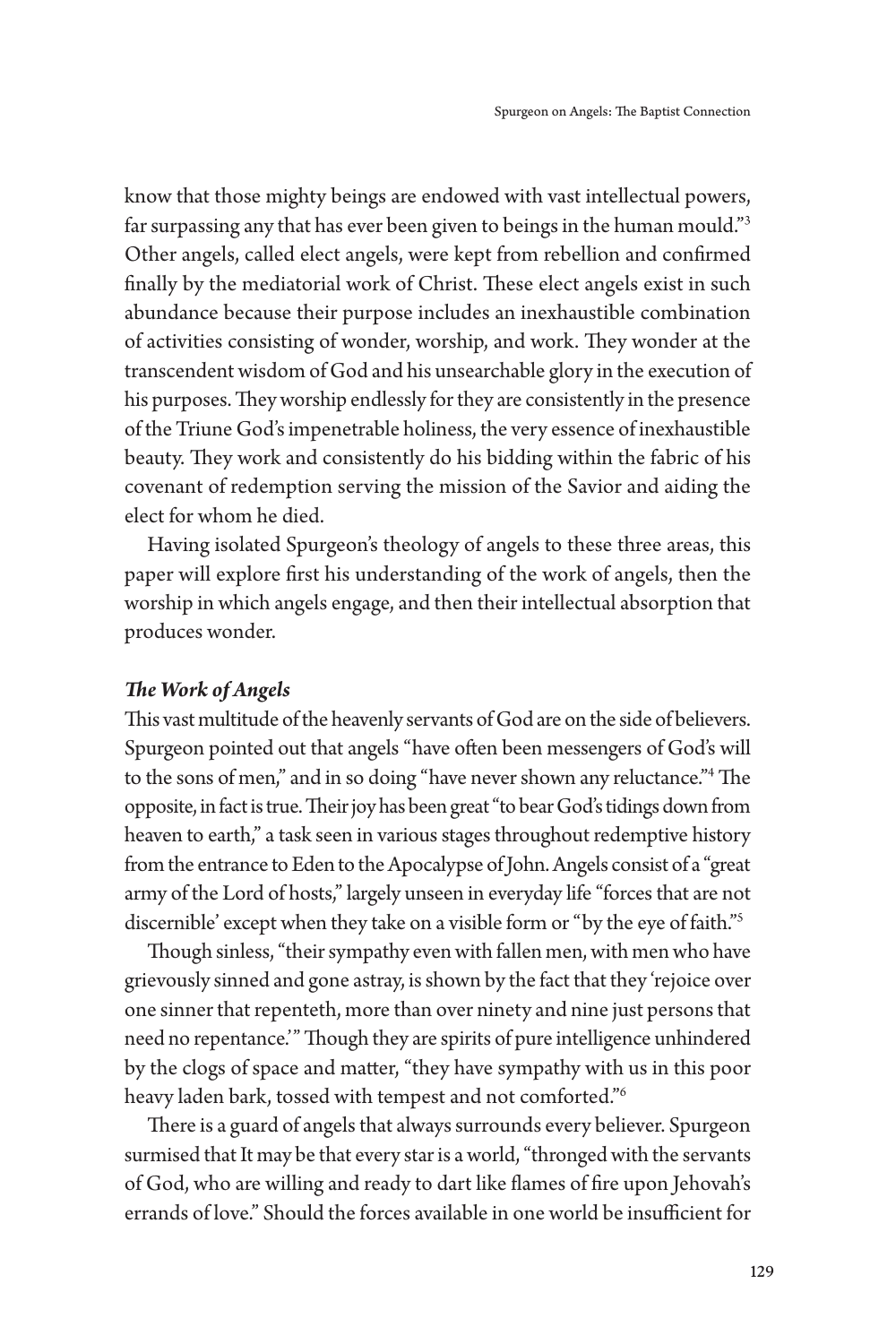know that those mighty beings are endowed with vast intellectual powers, far surpassing any that has ever been given to beings in the human mould."[3] Other angels, called elect angels, were kept from rebellion and confirmed finally by the mediatorial work of Christ. These elect angels exist in such abundance because their purpose includes an inexhaustible combination of activities consisting of wonder, worship, and work. They wonder at the transcendent wisdom of God and his unsearchable glory in the execution of his purposes. They worship endlessly for they are consistently in the presence of the Triune God's impenetrable holiness, the very essence of inexhaustible beauty. They work and consistently do his bidding within the fabric of his covenant of redemption serving the mission of the Savior and aiding the elect for whom he died.

Having isolated Spurgeon's theology of angels to these three areas, this paper will explore first his understanding of the work of angels, then the worship in which angels engage, and then their intellectual absorption that produces wonder.

### *The Work of Angels*

This vast multitude of the heavenly servants of God are on the side of believers. Spurgeon pointed out that angels "have often been messengers of God's will to the sons of men," and in so doing "have never shown any reluctance."[4] The opposite, in fact is true. Their joy has been great "to bear God's tidings down from heaven to earth," a task seen in various stages throughout redemptive history from the entrance to Eden to the Apocalypse of John. Angels consist of a "great army of the Lord of hosts," largely unseen in everyday life "forces that are not discernible' except when they take on a visible form or "by the eye of faith."[5]

Though sinless, "their sympathy even with fallen men, with men who have grievously sinned and gone astray, is shown by the fact that they 'rejoice over one sinner that repenteth, more than over ninety and nine just persons that need no repentance.'" Though they are spirits of pure intelligence unhindered by the clogs of space and matter, "they have sympathy with us in this poor heavy laden bark, tossed with tempest and not comforted."[6]

There is a guard of angels that always surrounds every believer. Spurgeon surmised that It may be that every star is a world, "thronged with the servants of God, who are willing and ready to dart like flames of fire upon Jehovah's errands of love." Should the forces available in one world be insufficient for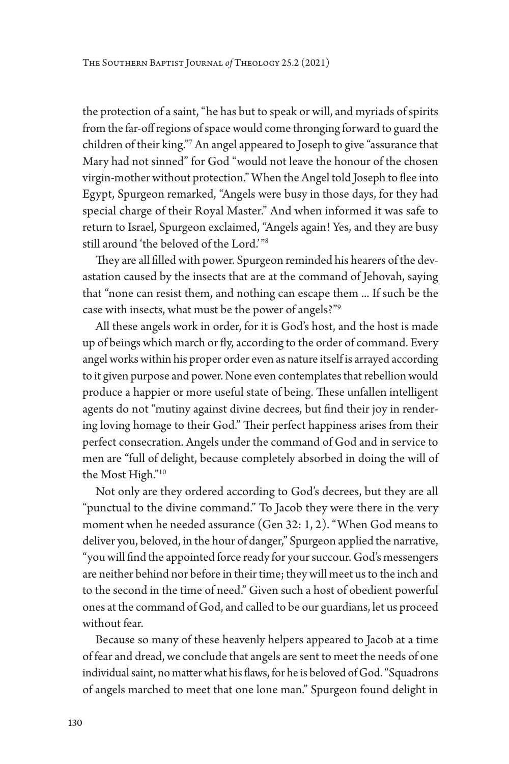the protection of a saint, "he has but to speak or will, and myriads of spirits from the far-off regions of space would come thronging forward to guard the children of their king."[7] An angel appeared to Joseph to give "assurance that Mary had not sinned" for God "would not leave the honour of the chosen virgin-mother without protection." When the Angel told Joseph to flee into Egypt, Spurgeon remarked, "Angels were busy in those days, for they had special charge of their Royal Master." And when informed it was safe to return to Israel, Spurgeon exclaimed, "Angels again! Yes, and they are busy still around 'the beloved of the Lord.'"[8]

They are all filled with power. Spurgeon reminded his hearers of the devastation caused by the insects that are at the command of Jehovah, saying that "none can resist them, and nothing can escape them ... If such be the case with insects, what must be the power of angels?"[9]

All these angels work in order, for it is God's host, and the host is made up of beings which march or fly, according to the order of command. Every angel works within his proper order even as nature itself is arrayed according to it given purpose and power. None even contemplates that rebellion would produce a happier or more useful state of being. These unfallen intelligent agents do not "mutiny against divine decrees, but find their joy in rendering loving homage to their God." Their perfect happiness arises from their perfect consecration. Angels under the command of God and in service to men are "full of delight, because completely absorbed in doing the will of the Most High."[10]

Not only are they ordered according to God's decrees, but they are all "punctual to the divine command." To Jacob they were there in the very moment when he needed assurance (Gen 32: 1, 2). "When God means to deliver you, beloved, in the hour of danger," Spurgeon applied the narrative, "you will find the appointed force ready for your succour. God's messengers are neither behind nor before in their time; they will meet us to the inch and to the second in the time of need." Given such a host of obedient powerful ones at the command of God, and called to be our guardians, let us proceed without fear.

Because so many of these heavenly helpers appeared to Jacob at a time of fear and dread, we conclude that angels are sent to meet the needs of one individual saint, no matter what his flaws, for he is beloved of God. "Squadrons of angels marched to meet that one lone man." Spurgeon found delight in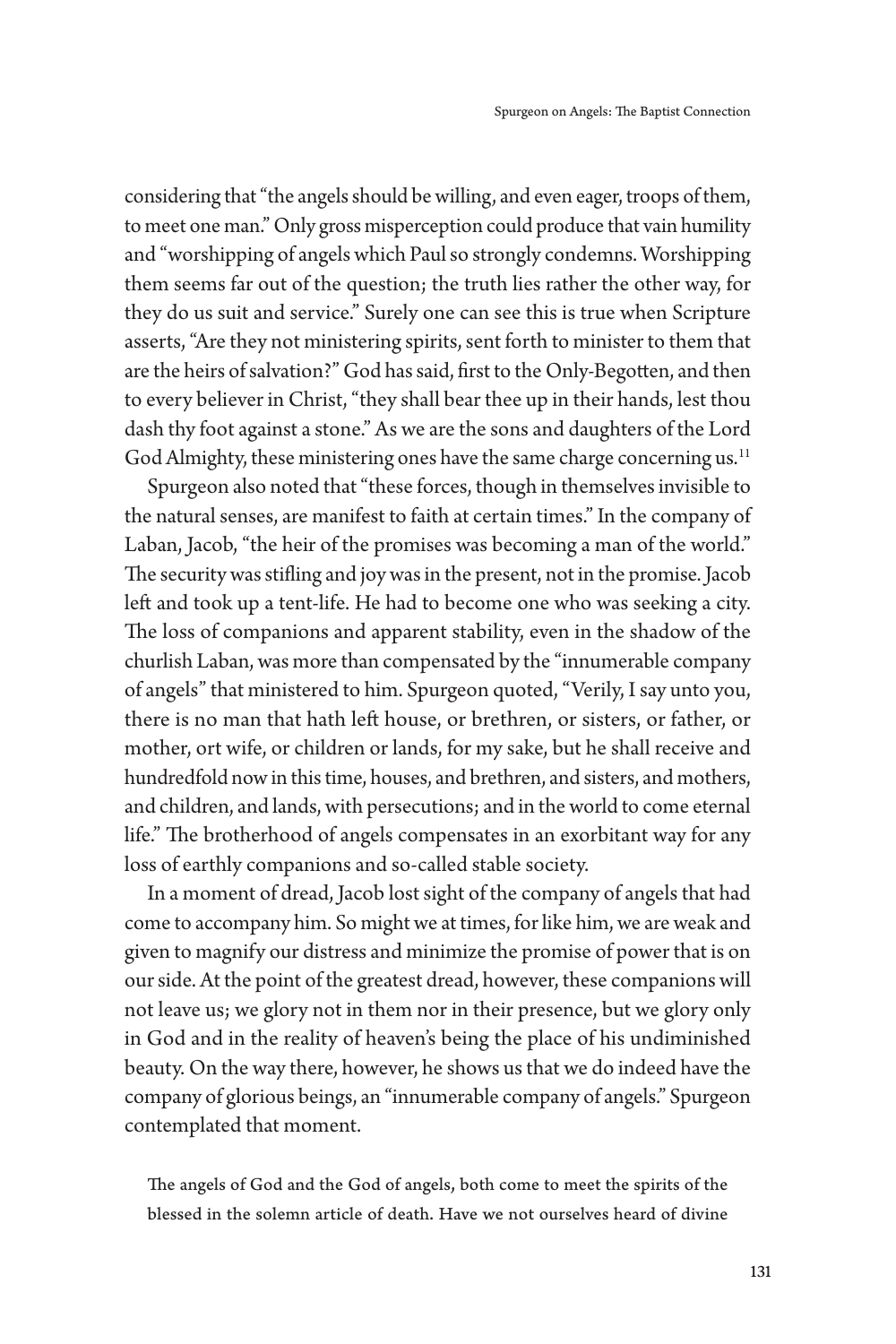considering that "the angels should be willing, and even eager, troops of them, to meet one man." Only gross misperception could produce that vain humility and "worshipping of angels which Paul so strongly condemns. Worshipping them seems far out of the question; the truth lies rather the other way, for they do us suit and service." Surely one can see this is true when Scripture asserts, "Are they not ministering spirits, sent forth to minister to them that are the heirs of salvation?" God has said, first to the Only-Begotten, and then to every believer in Christ, "they shall bear thee up in their hands, lest thou dash thy foot against a stone." As we are the sons and daughters of the Lord God Almighty, these ministering ones have the same charge concerning us.[11]

Spurgeon also noted that "these forces, though in themselves invisible to the natural senses, are manifest to faith at certain times." In the company of Laban, Jacob, "the heir of the promises was becoming a man of the world." The security was stifling and joy was in the present, not in the promise. Jacob left and took up a tent-life. He had to become one who was seeking a city. The loss of companions and apparent stability, even in the shadow of the churlish Laban, was more than compensated by the "innumerable company of angels" that ministered to him. Spurgeon quoted, "Verily, I say unto you, there is no man that hath left house, or brethren, or sisters, or father, or mother, ort wife, or children or lands, for my sake, but he shall receive and hundredfold now in this time, houses, and brethren, and sisters, and mothers, and children, and lands, with persecutions; and in the world to come eternal life." The brotherhood of angels compensates in an exorbitant way for any loss of earthly companions and so-called stable society.

In a moment of dread, Jacob lost sight of the company of angels that had come to accompany him. So might we at times, for like him, we are weak and given to magnify our distress and minimize the promise of power that is on our side. At the point of the greatest dread, however, these companions will not leave us; we glory not in them nor in their presence, but we glory only in God and in the reality of heaven's being the place of his undiminished beauty. On the way there, however, he shows us that we do indeed have the company of glorious beings, an "innumerable company of angels." Spurgeon contemplated that moment.

> The angels of God and the God of angels, both come to meet the spirits of the blessed in the solemn article of death. Have we not ourselves heard of divine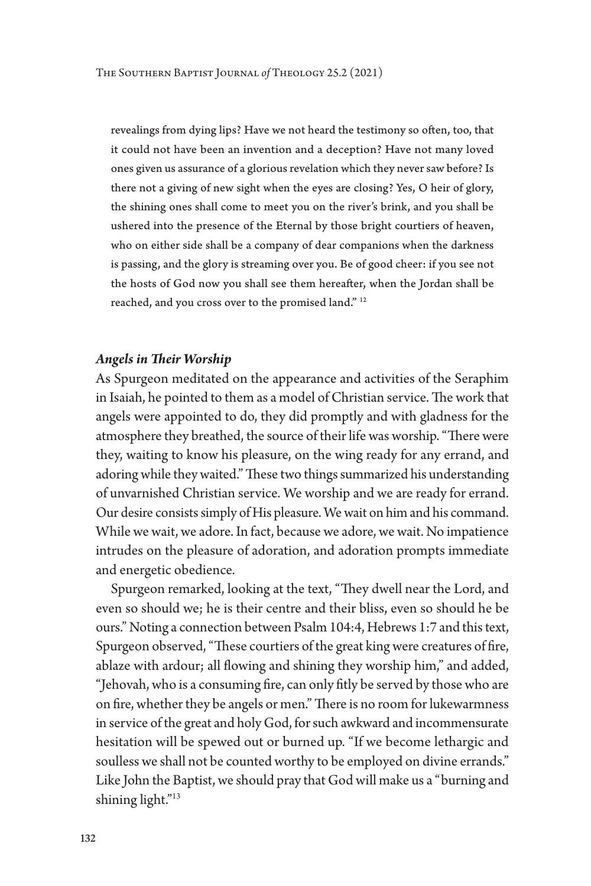revealings from dying lips? Have we not heard the testimony so often, too, that it could not have been an invention and a deception? Have not many loved ones given us assurance of a glorious revelation which they never saw before? Is there not a giving of new sight when the eyes are closing? Yes, O heir of glory, the shining ones shall come to meet you on the river's brink, and you shall be ushered into the presence of the Eternal by those bright courtiers of heaven, who on either side shall be a company of dear companions when the darkness is passing, and the glory is streaming over you. Be of good cheer: if you see not the hosts of God now you shall see them hereafter, when the Jordan shall be reached, and you cross over to the promised land." [12]

### *Angels in Their Worship*

As Spurgeon meditated on the appearance and activities of the Seraphim in Isaiah, he pointed to them as a model of Christian service. The work that angels were appointed to do, they did promptly and with gladness for the atmosphere they breathed, the source of their life was worship. "There were they, waiting to know his pleasure, on the wing ready for any errand, and adoring while they waited." These two things summarized his understanding of unvarnished Christian service. We worship and we are ready for errand. Our desire consists simply of His pleasure. We wait on him and his command. While we wait, we adore. In fact, because we adore, we wait. No impatience intrudes on the pleasure of adoration, and adoration prompts immediate and energetic obedience.

Spurgeon remarked, looking at the text, "They dwell near the Lord, and even so should we; he is their centre and their bliss, even so should he be ours." Noting a connection between Psalm 104:4, Hebrews 1:7 and this text, Spurgeon observed, "These courtiers of the great king were creatures of fire, ablaze with ardour; all flowing and shining they worship him," and added, "Jehovah, who is a consuming fire, can only fitly be served by those who are on fire, whether they be angels or men." There is no room for lukewarmness in service of the great and holy God, for such awkward and incommensurate hesitation will be spewed out or burned up. "If we become lethargic and soulless we shall not be counted worthy to be employed on divine errands." Like John the Baptist, we should pray that God will make us a "burning and shining light."[13]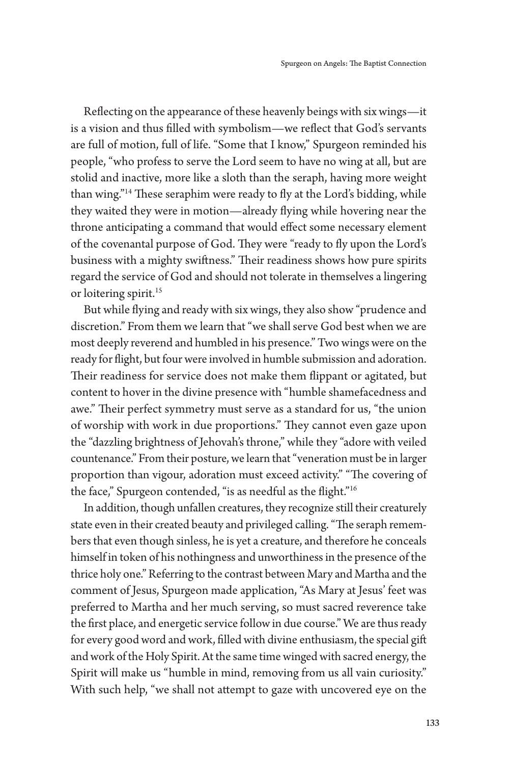Reflecting on the appearance of these heavenly beings with six wings—it is a vision and thus filled with symbolism—we reflect that God's servants are full of motion, full of life. "Some that I know," Spurgeon reminded his people, "who profess to serve the Lord seem to have no wing at all, but are stolid and inactive, more like a sloth than the seraph, having more weight than wing."[14] These seraphim were ready to fly at the Lord's bidding, while they waited they were in motion—already flying while hovering near the throne anticipating a command that would effect some necessary element of the covenantal purpose of God. They were "ready to fly upon the Lord's business with a mighty swiftness." Their readiness shows how pure spirits regard the service of God and should not tolerate in themselves a lingering or loitering spirit.[15]

But while flying and ready with six wings, they also show "prudence and discretion." From them we learn that "we shall serve God best when we are most deeply reverend and humbled in his presence." Two wings were on the ready for flight, but four were involved in humble submission and adoration. Their readiness for service does not make them flippant or agitated, but content to hover in the divine presence with "humble shamefacedness and awe." Their perfect symmetry must serve as a standard for us, "the union of worship with work in due proportions." They cannot even gaze upon the "dazzling brightness of Jehovah's throne," while they "adore with veiled countenance." From their posture, we learn that "veneration must be in larger proportion than vigour, adoration must exceed activity." "The covering of the face," Spurgeon contended, "is as needful as the flight."[16]

In addition, though unfallen creatures, they recognize still their creaturely state even in their created beauty and privileged calling. "The seraph remembers that even though sinless, he is yet a creature, and therefore he conceals himself in token of his nothingness and unworthiness in the presence of the thrice holy one." Referring to the contrast between Mary and Martha and the comment of Jesus, Spurgeon made application, "As Mary at Jesus' feet was preferred to Martha and her much serving, so must sacred reverence take the first place, and energetic service follow in due course." We are thus ready for every good word and work, filled with divine enthusiasm, the special gift and work of the Holy Spirit. At the same time winged with sacred energy, the Spirit will make us "humble in mind, removing from us all vain curiosity." With such help, "we shall not attempt to gaze with uncovered eye on the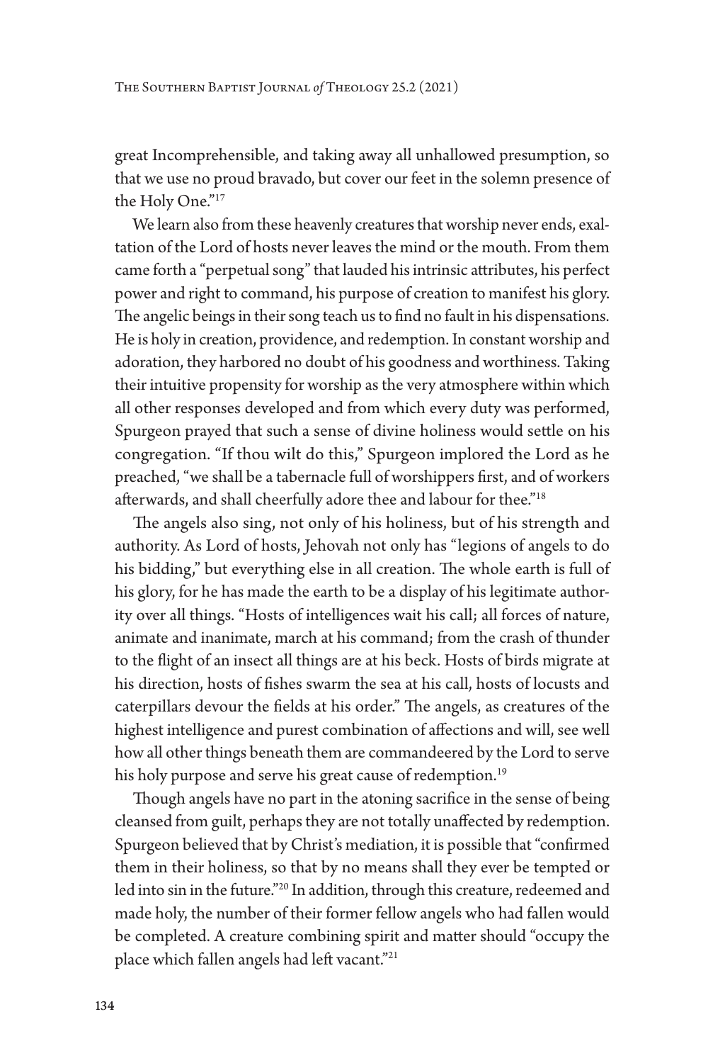great Incomprehensible, and taking away all unhallowed presumption, so that we use no proud bravado, but cover our feet in the solemn presence of the Holy One."[17]

We learn also from these heavenly creatures that worship never ends, exaltation of the Lord of hosts never leaves the mind or the mouth. From them came forth a "perpetual song" that lauded his intrinsic attributes, his perfect power and right to command, his purpose of creation to manifest his glory. The angelic beings in their song teach us to find no fault in his dispensations. He is holy in creation, providence, and redemption. In constant worship and adoration, they harbored no doubt of his goodness and worthiness. Taking their intuitive propensity for worship as the very atmosphere within which all other responses developed and from which every duty was performed, Spurgeon prayed that such a sense of divine holiness would settle on his congregation. "If thou wilt do this," Spurgeon implored the Lord as he preached, "we shall be a tabernacle full of worshippers first, and of workers afterwards, and shall cheerfully adore thee and labour for thee."[18]

The angels also sing, not only of his holiness, but of his strength and authority. As Lord of hosts, Jehovah not only has "legions of angels to do his bidding," but everything else in all creation. The whole earth is full of his glory, for he has made the earth to be a display of his legitimate authority over all things. "Hosts of intelligences wait his call; all forces of nature, animate and inanimate, march at his command; from the crash of thunder to the flight of an insect all things are at his beck. Hosts of birds migrate at his direction, hosts of fishes swarm the sea at his call, hosts of locusts and caterpillars devour the fields at his order." The angels, as creatures of the highest intelligence and purest combination of affections and will, see well how all other things beneath them are commandeered by the Lord to serve his holy purpose and serve his great cause of redemption.[19]

Though angels have no part in the atoning sacrifice in the sense of being cleansed from guilt, perhaps they are not totally unaffected by redemption. Spurgeon believed that by Christ's mediation, it is possible that "confirmed them in their holiness, so that by no means shall they ever be tempted or led into sin in the future."[20] In addition, through this creature, redeemed and made holy, the number of their former fellow angels who had fallen would be completed. A creature combining spirit and matter should "occupy the place which fallen angels had left vacant."[21]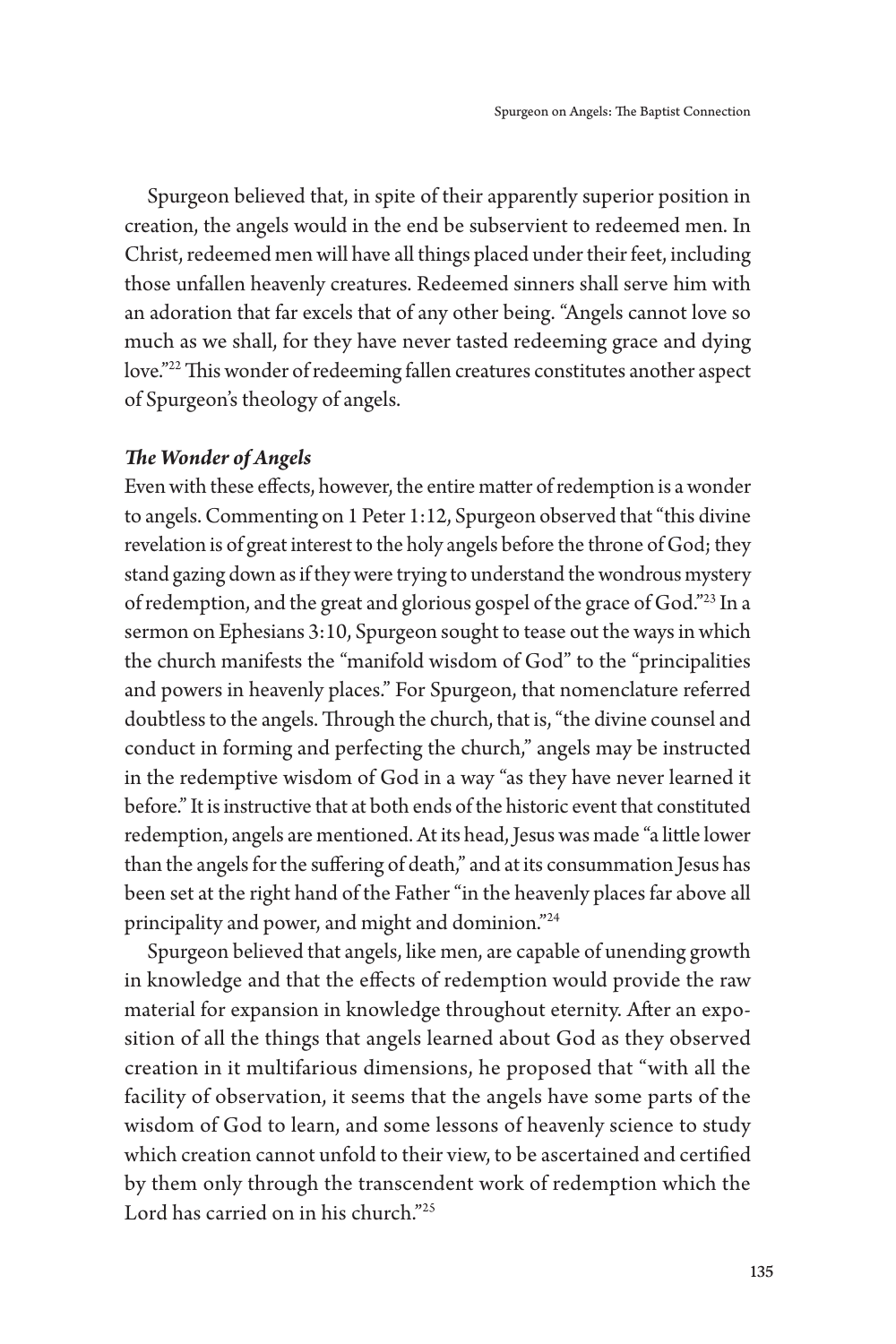Spurgeon believed that, in spite of their apparently superior position in creation, the angels would in the end be subservient to redeemed men. In Christ, redeemed men will have all things placed under their feet, including those unfallen heavenly creatures. Redeemed sinners shall serve him with an adoration that far excels that of any other being. "Angels cannot love so much as we shall, for they have never tasted redeeming grace and dying love."[22] This wonder of redeeming fallen creatures constitutes another aspect of Spurgeon's theology of angels.

### *The Wonder of Angels*

Even with these effects, however, the entire matter of redemption is a wonder to angels. Commenting on 1 Peter 1:12, Spurgeon observed that "this divine revelation is of great interest to the holy angels before the throne of God; they stand gazing down as if they were trying to understand the wondrous mystery of redemption, and the great and glorious gospel of the grace of God."[23] In a sermon on Ephesians 3:10, Spurgeon sought to tease out the ways in which the church manifests the "manifold wisdom of God" to the "principalities and powers in heavenly places." For Spurgeon, that nomenclature referred doubtless to the angels. Through the church, that is, "the divine counsel and conduct in forming and perfecting the church," angels may be instructed in the redemptive wisdom of God in a way "as they have never learned it before." It is instructive that at both ends of the historic event that constituted redemption, angels are mentioned. At its head, Jesus was made "a little lower than the angels for the suffering of death," and at its consummation Jesus has been set at the right hand of the Father "in the heavenly places far above all principality and power, and might and dominion."[24]

Spurgeon believed that angels, like men, are capable of unending growth in knowledge and that the effects of redemption would provide the raw material for expansion in knowledge throughout eternity. After an exposition of all the things that angels learned about God as they observed creation in it multifarious dimensions, he proposed that "with all the facility of observation, it seems that the angels have some parts of the wisdom of God to learn, and some lessons of heavenly science to study which creation cannot unfold to their view, to be ascertained and certified by them only through the transcendent work of redemption which the Lord has carried on in his church."[25]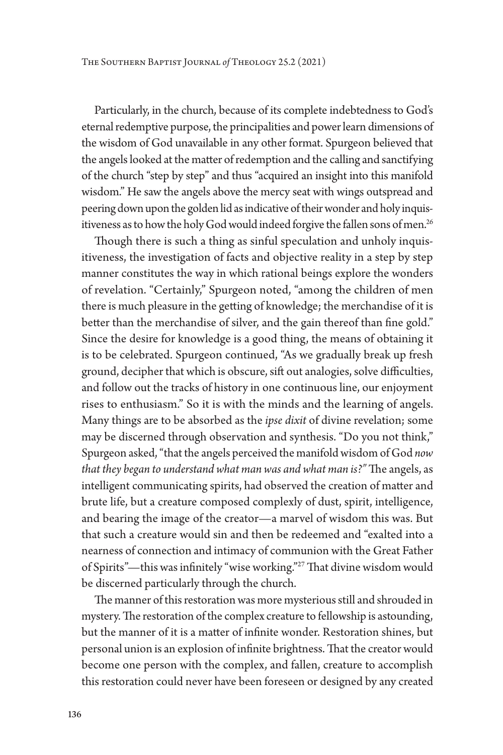Particularly, in the church, because of its complete indebtedness to God's eternal redemptive purpose, the principalities and power learn dimensions of the wisdom of God unavailable in any other format. Spurgeon believed that the angels looked at the matter of redemption and the calling and sanctifying of the church "step by step" and thus "acquired an insight into this manifold wisdom." He saw the angels above the mercy seat with wings outspread and peering down upon the golden lid as indicative of their wonder and holy inquisitiveness as to how the holy God would indeed forgive the fallen sons of men.[26]

Though there is such a thing as sinful speculation and unholy inquisitiveness, the investigation of facts and objective reality in a step by step manner constitutes the way in which rational beings explore the wonders of revelation. "Certainly," Spurgeon noted, "among the children of men there is much pleasure in the getting of knowledge; the merchandise of it is better than the merchandise of silver, and the gain thereof than fine gold." Since the desire for knowledge is a good thing, the means of obtaining it is to be celebrated. Spurgeon continued, "As we gradually break up fresh ground, decipher that which is obscure, sift out analogies, solve difficulties, and follow out the tracks of history in one continuous line, our enjoyment rises to enthusiasm." So it is with the minds and the learning of angels. Many things are to be absorbed as the *ipse dixit* of divine revelation; some may be discerned through observation and synthesis. "Do you not think," Spurgeon asked, "that the angels perceived the manifold wisdom of God *now that they began to understand what man was and what man is?"* The angels, as intelligent communicating spirits, had observed the creation of matter and brute life, but a creature composed complexly of dust, spirit, intelligence, and bearing the image of the creator—a marvel of wisdom this was. But that such a creature would sin and then be redeemed and "exalted into a nearness of connection and intimacy of communion with the Great Father of Spirits"—this was infinitely "wise working."[27] That divine wisdom would be discerned particularly through the church.

The manner of this restoration was more mysterious still and shrouded in mystery. The restoration of the complex creature to fellowship is astounding, but the manner of it is a matter of infinite wonder. Restoration shines, but personal union is an explosion of infinite brightness. That the creator would become one person with the complex, and fallen, creature to accomplish this restoration could never have been foreseen or designed by any created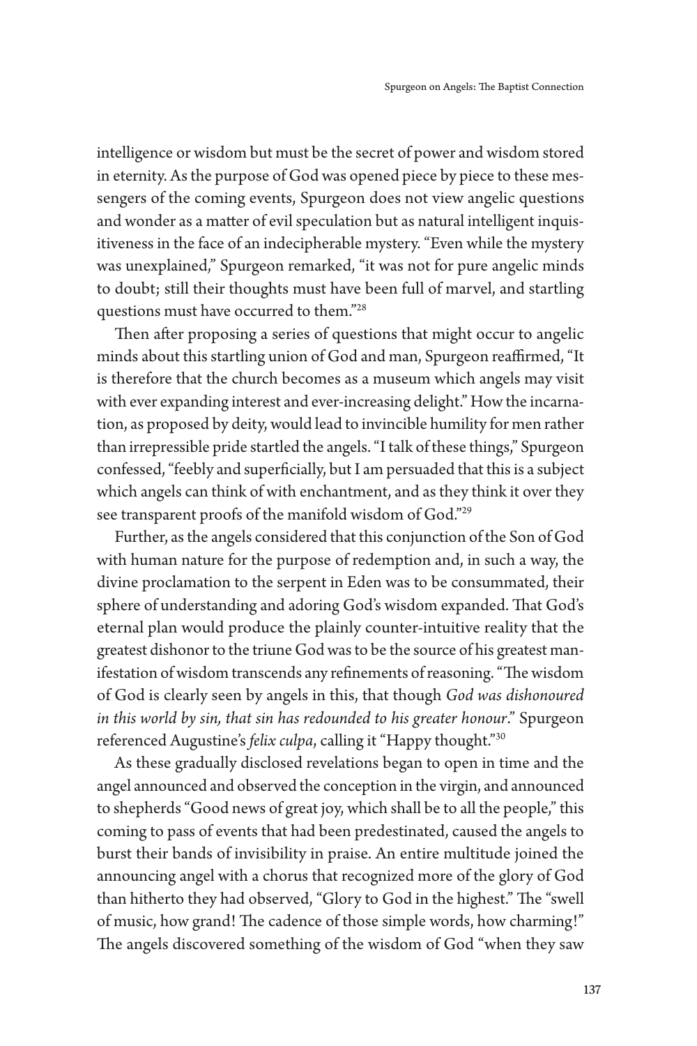intelligence or wisdom but must be the secret of power and wisdom stored in eternity. As the purpose of God was opened piece by piece to these messengers of the coming events, Spurgeon does not view angelic questions and wonder as a matter of evil speculation but as natural intelligent inquisitiveness in the face of an indecipherable mystery. "Even while the mystery was unexplained," Spurgeon remarked, "it was not for pure angelic minds to doubt; still their thoughts must have been full of marvel, and startling questions must have occurred to them."[28]

Then after proposing a series of questions that might occur to angelic minds about this startling union of God and man, Spurgeon reaffirmed, "It is therefore that the church becomes as a museum which angels may visit with ever expanding interest and ever-increasing delight." How the incarnation, as proposed by deity, would lead to invincible humility for men rather than irrepressible pride startled the angels. "I talk of these things," Spurgeon confessed, "feebly and superficially, but I am persuaded that this is a subject which angels can think of with enchantment, and as they think it over they see transparent proofs of the manifold wisdom of God."[29]

Further, as the angels considered that this conjunction of the Son of God with human nature for the purpose of redemption and, in such a way, the divine proclamation to the serpent in Eden was to be consummated, their sphere of understanding and adoring God's wisdom expanded. That God's eternal plan would produce the plainly counter-intuitive reality that the greatest dishonor to the triune God was to be the source of his greatest manifestation of wisdom transcends any refinements of reasoning. "The wisdom of God is clearly seen by angels in this, that though *God was dishonoured in this world by sin, that sin has redounded to his greater honour*." Spurgeon referenced Augustine's *felix culpa*, calling it "Happy thought."[30]

As these gradually disclosed revelations began to open in time and the angel announced and observed the conception in the virgin, and announced to shepherds "Good news of great joy, which shall be to all the people," this coming to pass of events that had been predestinated, caused the angels to burst their bands of invisibility in praise. An entire multitude joined the announcing angel with a chorus that recognized more of the glory of God than hitherto they had observed, "Glory to God in the highest." The "swell of music, how grand! The cadence of those simple words, how charming!" The angels discovered something of the wisdom of God "when they saw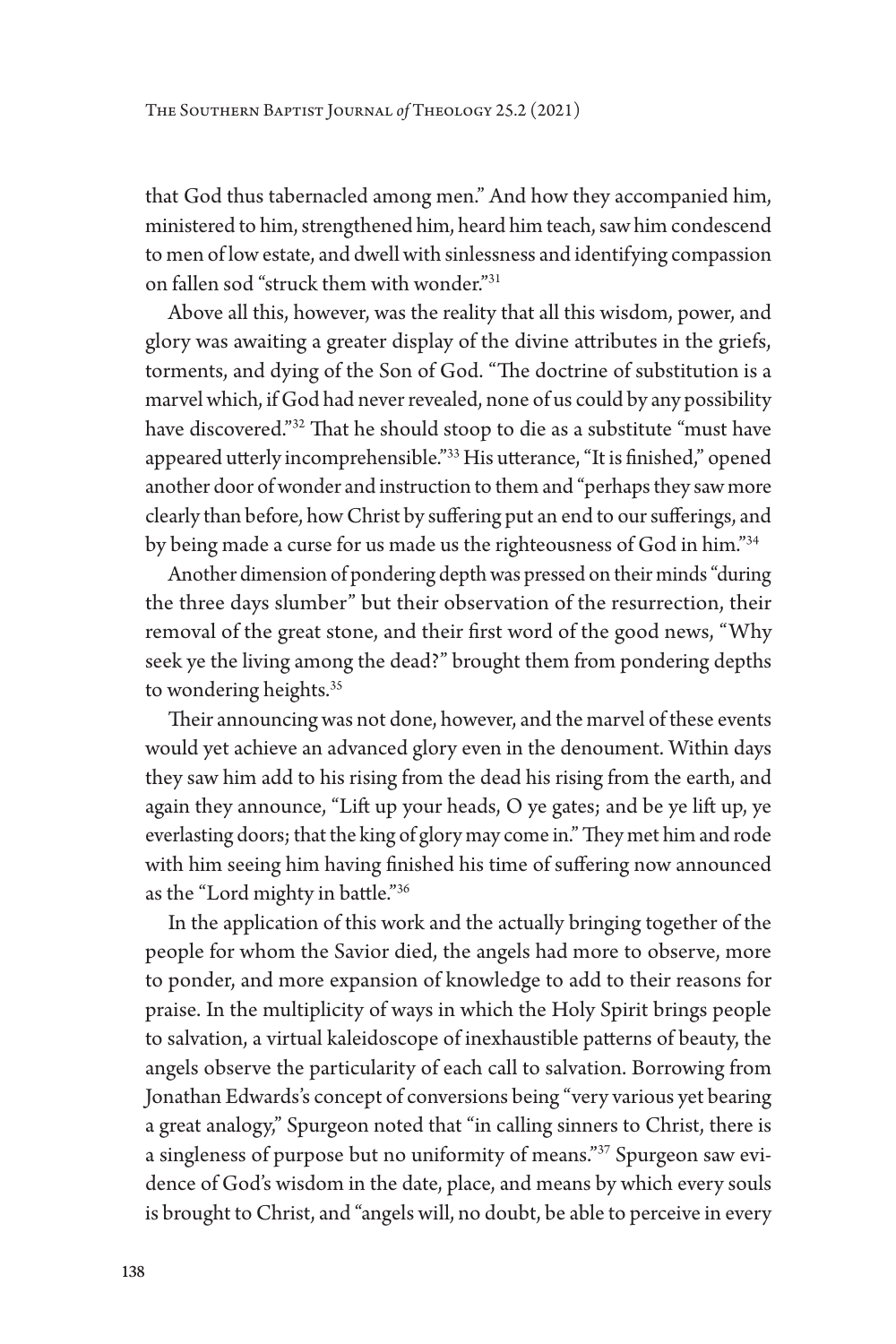that God thus tabernacled among men." And how they accompanied him, ministered to him, strengthened him, heard him teach, saw him condescend to men of low estate, and dwell with sinlessness and identifying compassion on fallen sod "struck them with wonder."[31]

Above all this, however, was the reality that all this wisdom, power, and glory was awaiting a greater display of the divine attributes in the griefs, torments, and dying of the Son of God. "The doctrine of substitution is a marvel which, if God had never revealed, none of us could by any possibility have discovered."[32] That he should stoop to die as a substitute "must have appeared utterly incomprehensible."[33] His utterance, "It is finished," opened another door of wonder and instruction to them and "perhaps they saw more clearly than before, how Christ by suffering put an end to our sufferings, and by being made a curse for us made us the righteousness of God in him."[34]

Another dimension of pondering depth was pressed on their minds "during the three days slumber" but their observation of the resurrection, their removal of the great stone, and their first word of the good news, "Why seek ye the living among the dead?" brought them from pondering depths to wondering heights.[35]

Their announcing was not done, however, and the marvel of these events would yet achieve an advanced glory even in the denoument. Within days they saw him add to his rising from the dead his rising from the earth, and again they announce, "Lift up your heads, O ye gates; and be ye lift up, ye everlasting doors; that the king of glory may come in." They met him and rode with him seeing him having finished his time of suffering now announced as the "Lord mighty in battle."[36]

In the application of this work and the actually bringing together of the people for whom the Savior died, the angels had more to observe, more to ponder, and more expansion of knowledge to add to their reasons for praise. In the multiplicity of ways in which the Holy Spirit brings people to salvation, a virtual kaleidoscope of inexhaustible patterns of beauty, the angels observe the particularity of each call to salvation. Borrowing from Jonathan Edwards's concept of conversions being "very various yet bearing a great analogy," Spurgeon noted that "in calling sinners to Christ, there is a singleness of purpose but no uniformity of means."[37] Spurgeon saw evidence of God's wisdom in the date, place, and means by which every souls is brought to Christ, and "angels will, no doubt, be able to perceive in every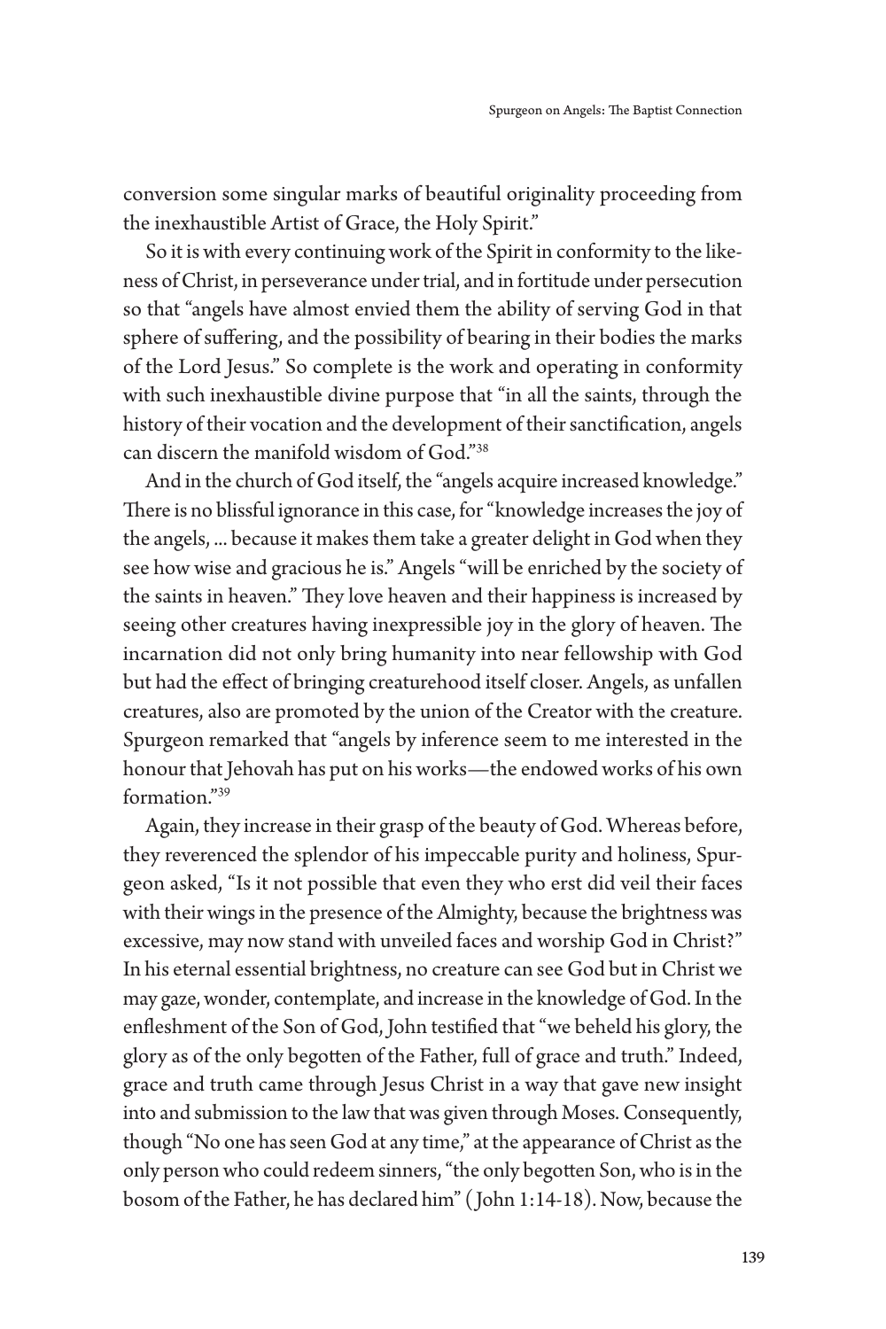conversion some singular marks of beautiful originality proceeding from the inexhaustible Artist of Grace, the Holy Spirit."

So it is with every continuing work of the Spirit in conformity to the likeness of Christ, in perseverance under trial, and in fortitude under persecution so that "angels have almost envied them the ability of serving God in that sphere of suffering, and the possibility of bearing in their bodies the marks of the Lord Jesus." So complete is the work and operating in conformity with such inexhaustible divine purpose that "in all the saints, through the history of their vocation and the development of their sanctification, angels can discern the manifold wisdom of God."[38]

And in the church of God itself, the "angels acquire increased knowledge." There is no blissful ignorance in this case, for "knowledge increases the joy of the angels, ... because it makes them take a greater delight in God when they see how wise and gracious he is." Angels "will be enriched by the society of the saints in heaven." They love heaven and their happiness is increased by seeing other creatures having inexpressible joy in the glory of heaven. The incarnation did not only bring humanity into near fellowship with God but had the effect of bringing creaturehood itself closer. Angels, as unfallen creatures, also are promoted by the union of the Creator with the creature. Spurgeon remarked that "angels by inference seem to me interested in the honour that Jehovah has put on his works—the endowed works of his own formation."[39]

Again, they increase in their grasp of the beauty of God. Whereas before, they reverenced the splendor of his impeccable purity and holiness, Spurgeon asked, "Is it not possible that even they who erst did veil their faces with their wings in the presence of the Almighty, because the brightness was excessive, may now stand with unveiled faces and worship God in Christ?" In his eternal essential brightness, no creature can see God but in Christ we may gaze, wonder, contemplate, and increase in the knowledge of God. In the enfleshment of the Son of God, John testified that "we beheld his glory, the glory as of the only begotten of the Father, full of grace and truth." Indeed, grace and truth came through Jesus Christ in a way that gave new insight into and submission to the law that was given through Moses. Consequently, though "No one has seen God at any time," at the appearance of Christ as the only person who could redeem sinners, "the only begotten Son, who is in the bosom of the Father, he has declared him" (John 1:14-18). Now, because the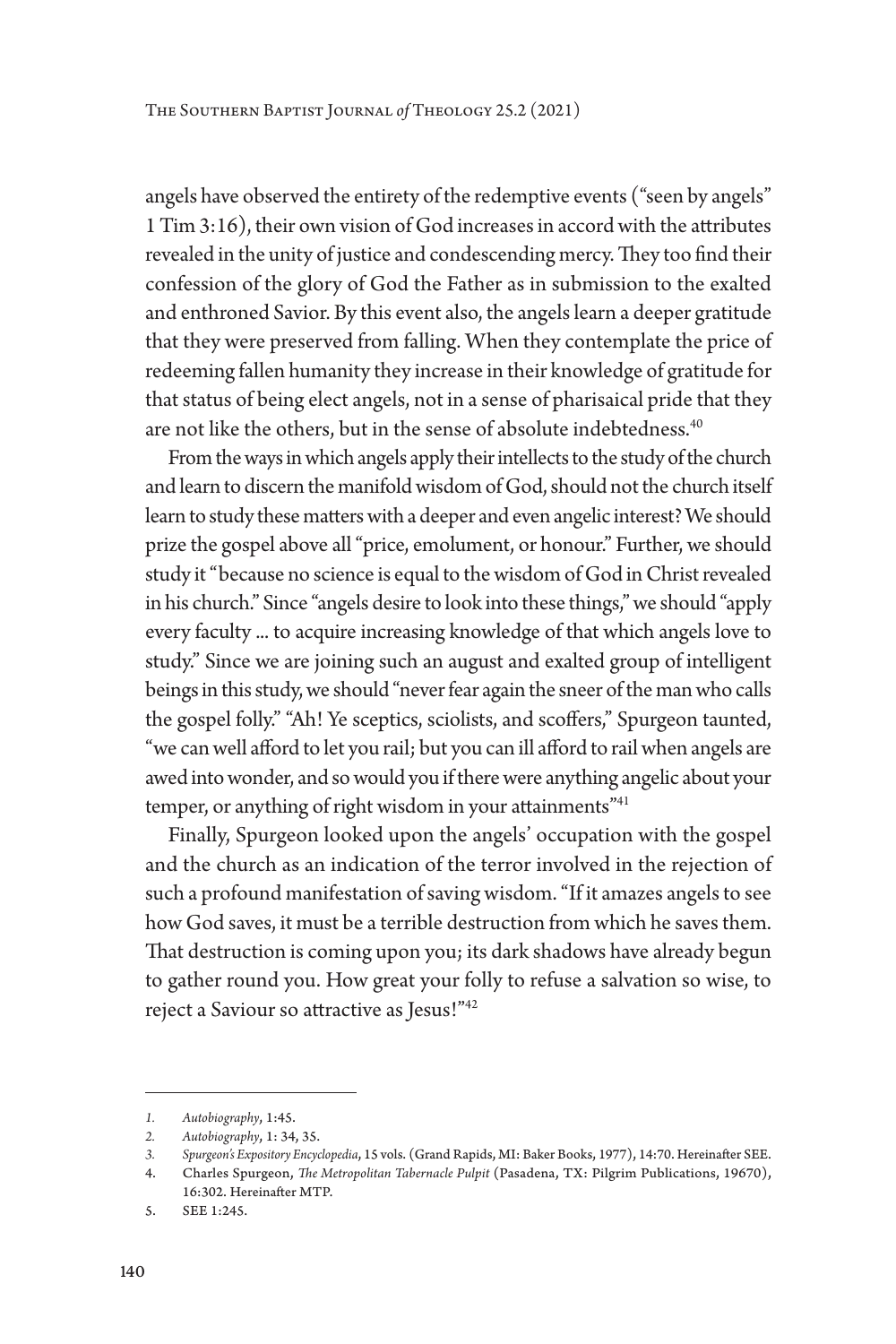angels have observed the entirety of the redemptive events ("seen by angels" 1 Tim 3:16), their own vision of God increases in accord with the attributes revealed in the unity of justice and condescending mercy. They too find their confession of the glory of God the Father as in submission to the exalted and enthroned Savior. By this event also, the angels learn a deeper gratitude that they were preserved from falling. When they contemplate the price of redeeming fallen humanity they increase in their knowledge of gratitude for that status of being elect angels, not in a sense of pharisaical pride that they are not like the others, but in the sense of absolute indebtedness.[40]

From the ways in which angels apply their intellects to the study of the church and learn to discern the manifold wisdom of God, should not the church itself learn to study these matters with a deeper and even angelic interest? We should prize the gospel above all "price, emolument, or honour." Further, we should study it "because no science is equal to the wisdom of God in Christ revealed in his church." Since "angels desire to look into these things," we should "apply every faculty ... to acquire increasing knowledge of that which angels love to study." Since we are joining such an august and exalted group of intelligent beings in this study, we should "never fear again the sneer of the man who calls the gospel folly." "Ah! Ye sceptics, sciolists, and scoffers," Spurgeon taunted, "we can well afford to let you rail; but you can ill afford to rail when angels are awed into wonder, and so would you if there were anything angelic about your temper, or anything of right wisdom in your attainments"[41]

Finally, Spurgeon looked upon the angels' occupation with the gospel and the church as an indication of the terror involved in the rejection of such a profound manifestation of saving wisdom. "If it amazes angels to see how God saves, it must be a terrible destruction from which he saves them. That destruction is coming upon you; its dark shadows have already begun to gather round you. How great your folly to refuse a salvation so wise, to reject a Saviour so attractive as Jesus!"[42]

---

1. *Autobiography*, 1:45.
2. *Autobiography*, 1: 34, 35.
3. *Spurgeon's Expository Encyclopedia*, 15 vols. (Grand Rapids, MI: Baker Books, 1977), 14:70. Hereinafter SEE.
4. Charles Spurgeon, *The Metropolitan Tabernacle Pulpit* (Pasadena, TX: Pilgrim Publications, 19670), 16:302. Hereinafter MTP.
5. SEE 1:245.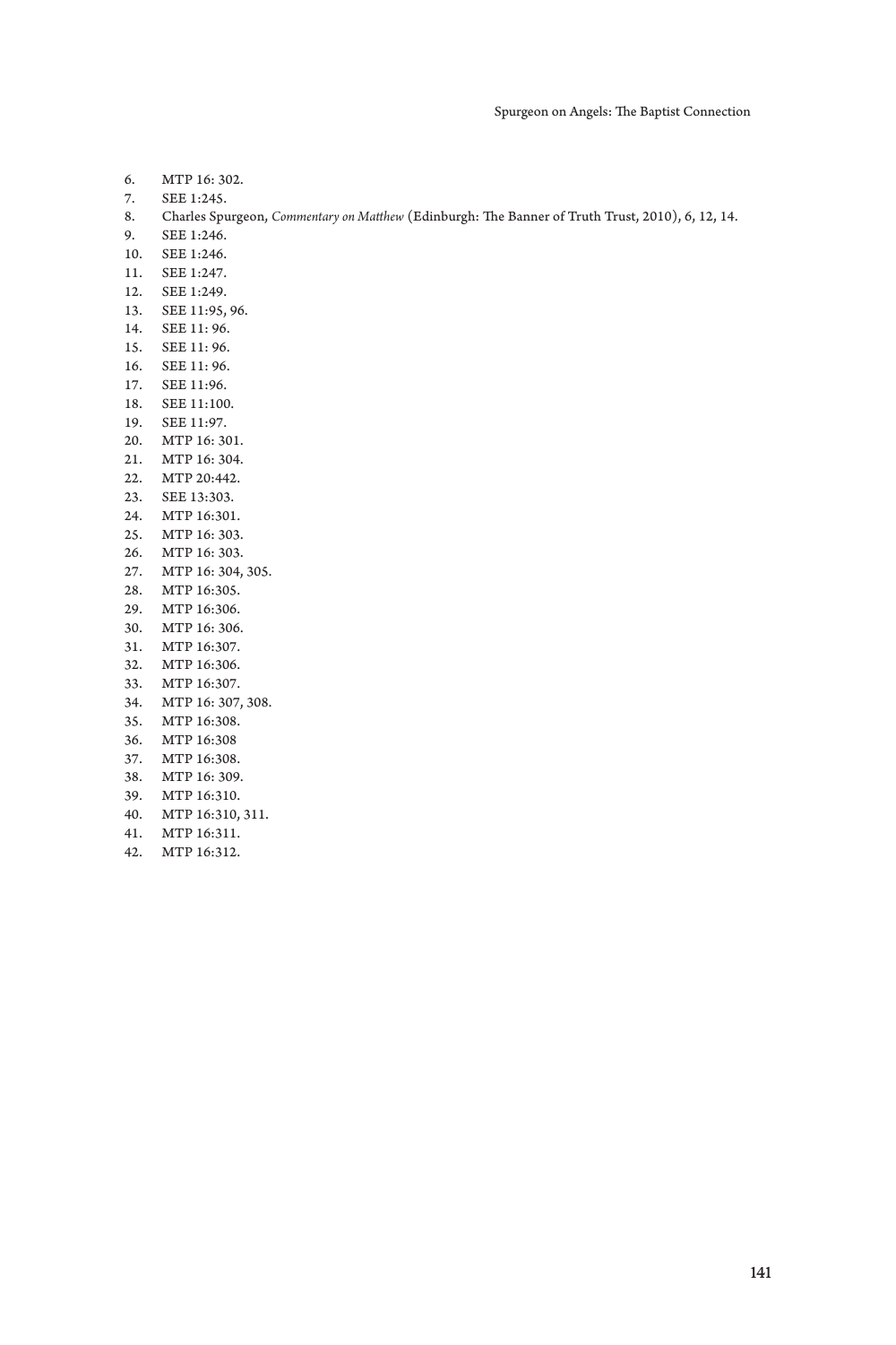6. MTP 16: 302.
7. SEE 1:245.
8. Charles Spurgeon, *Commentary on Matthew* (Edinburgh: The Banner of Truth Trust, 2010), 6, 12, 14.
9. SEE 1:246.
10. SEE 1:246.
11. SEE 1:247.
12. SEE 1:249.
13. SEE 11:95, 96.
14. SEE 11: 96.
15. SEE 11: 96.
16. SEE 11: 96.
17. SEE 11:96.
18. SEE 11:100.
19. SEE 11:97.
20. MTP 16: 301.
21. MTP 16: 304.
22. MTP 20:442.
23. SEE 13:303.
24. MTP 16:301.
25. MTP 16: 303.
26. MTP 16: 303.
27. MTP 16: 304, 305.
28. MTP 16:305.
29. MTP 16:306.
30. MTP 16: 306.
31. MTP 16:307.
32. MTP 16:306.
33. MTP 16:307.
34. MTP 16: 307, 308.
35. MTP 16:308.
36. MTP 16:308
37. MTP 16:308.
38. MTP 16: 309.
39. MTP 16:310.
40. MTP 16:310, 311.
41. MTP 16:311.
42. MTP 16:312.